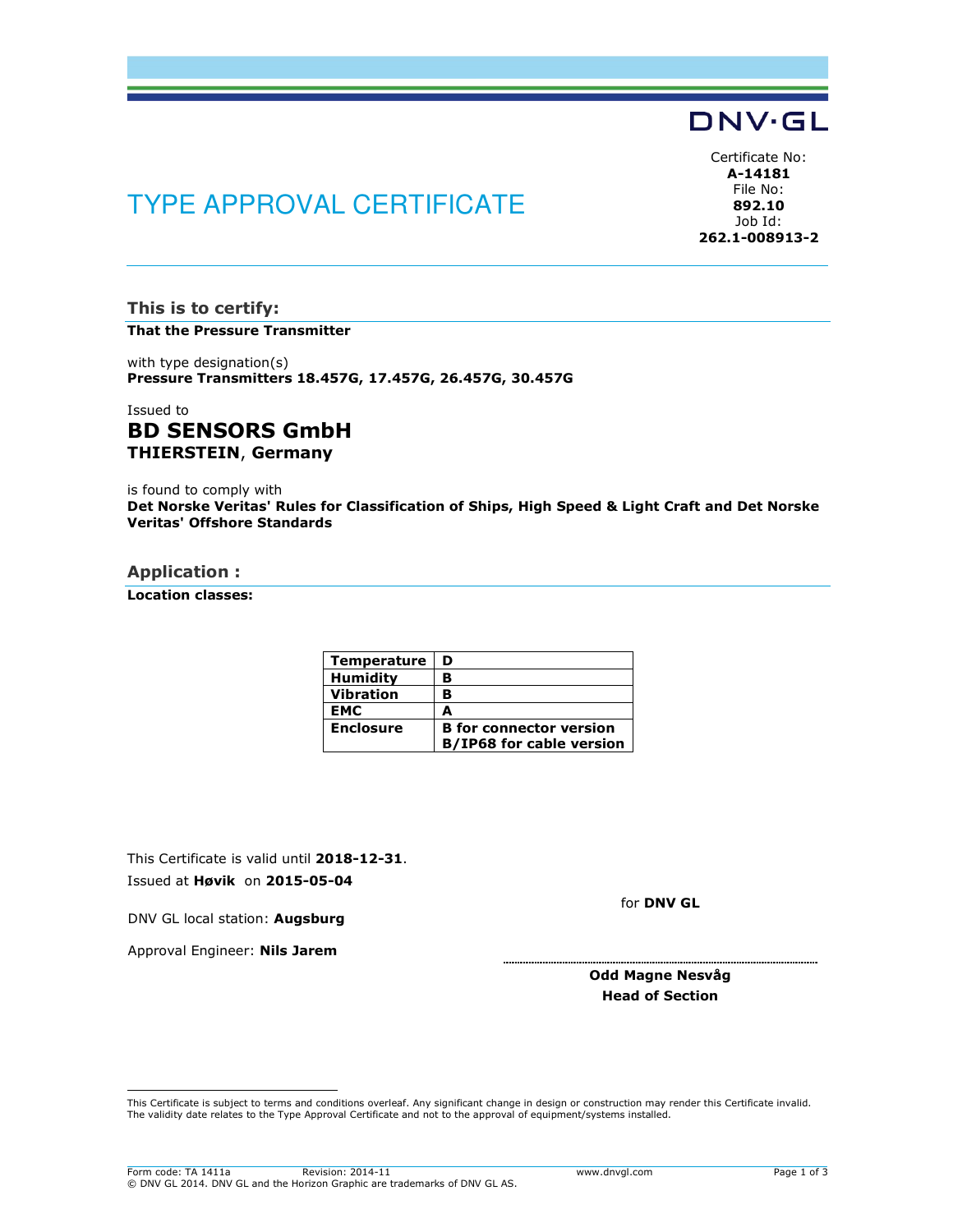DNV·GL

# TYPE APPROVAL CERTIFICATE

Certificate No:
**A-14181**
File No:
**892.10**
Job Id:
**262.1-008913-2**

## This is to certify:

**That the Pressure Transmitter**

with type designation(s)
**Pressure Transmitters 18.457G, 17.457G, 26.457G, 30.457G**

Issued to
**BD SENSORS GmbH**
**THIERSTEIN**, **Germany**

is found to comply with
**Det Norske Veritas' Rules for Classification of Ships, High Speed & Light Craft and Det Norske Veritas' Offshore Standards**

## Application :

**Location classes:**

| **Temperature** | **D** |
|---|---|
| **Humidity** | **B** |
| **Vibration** | **B** |
| **EMC** | **A** |
| **Enclosure** | **B for connector version**<br>**B/IP68 for cable version** |

This Certificate is valid until **2018-12-31**.
Issued at **Høvik** on **2015-05-04**

DNV GL local station: **Augsburg**

Approval Engineer: **Nils Jarem**

for **DNV GL**

**Odd Magne Nesvåg**
**Head of Section**

This Certificate is subject to terms and conditions overleaf. Any significant change in design or construction may render this Certificate invalid. The validity date relates to the Type Approval Certificate and not to the approval of equipment/systems installed.

Form code: TA 1411a Revision: 2014-11 www.dnvgl.com
© DNV GL 2014. DNV GL and the Horizon Graphic are trademarks of DNV GL AS.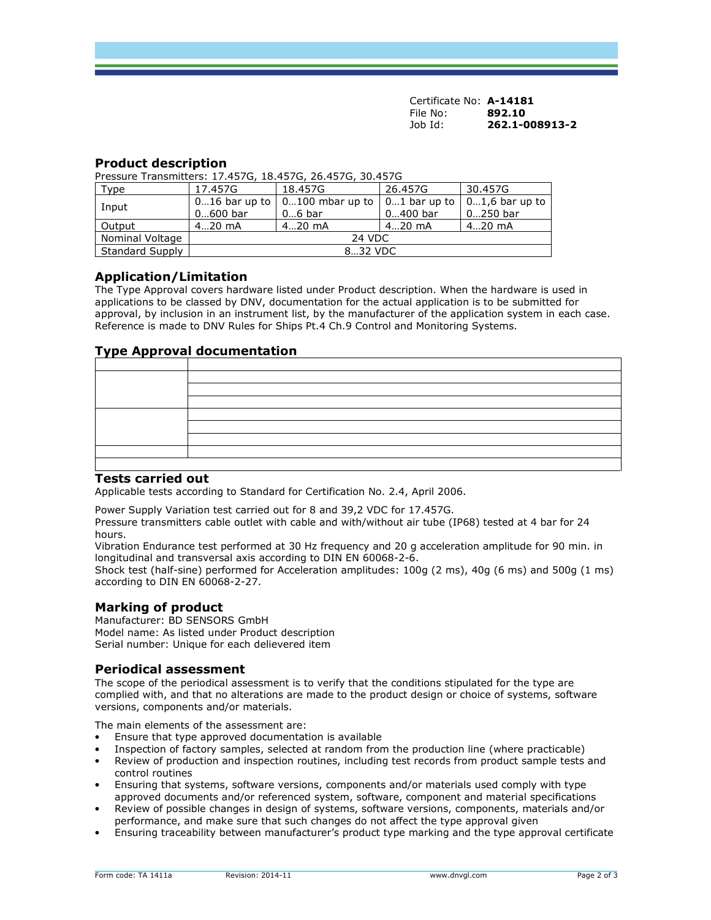Certificate No: **A-14181**
File No: **892.10**
Job Id: **262.1-008913-2**

## Product description

Pressure Transmitters: 17.457G, 18.457G, 26.457G, 30.457G

| Type | 17.457G | 18.457G | 26.457G | 30.457G |
|---|---|---|---|---|
| Input | 0…16 bar up to 0…600 bar | 0…100 mbar up to 0…6 bar | 0…1 bar up to 0…400 bar | 0…1,6 bar up to 0…250 bar |
| Output | 4…20 mA | 4…20 mA | 4…20 mA | 4…20 mA |
| Nominal Voltage | 24 VDC | | | |
| Standard Supply | 8…32 VDC | | | |

## Application/Limitation

The Type Approval covers hardware listed under Product description. When the hardware is used in applications to be classed by DNV, documentation for the actual application is to be submitted for approval, by inclusion in an instrument list, by the manufacturer of the application system in each case. Reference is made to DNV Rules for Ships Pt.4 Ch.9 Control and Monitoring Systems.

## Type Approval documentation

| | |
|---|---|
| | |
| | |
| | |
| | |
| | |
| | |
| | |
| | |

## Tests carried out

Applicable tests according to Standard for Certification No. 2.4, April 2006.

Power Supply Variation test carried out for 8 and 39,2 VDC for 17.457G.
Pressure transmitters cable outlet with cable and with/without air tube (IP68) tested at 4 bar for 24 hours.
Vibration Endurance test performed at 30 Hz frequency and 20 g acceleration amplitude for 90 min. in longitudinal and transversal axis according to DIN EN 60068-2-6.
Shock test (half-sine) performed for Acceleration amplitudes: 100g (2 ms), 40g (6 ms) and 500g (1 ms) according to DIN EN 60068-2-27.

## Marking of product

Manufacturer: BD SENSORS GmbH
Model name: As listed under Product description
Serial number: Unique for each delievered item

## Periodical assessment

The scope of the periodical assessment is to verify that the conditions stipulated for the type are complied with, and that no alterations are made to the product design or choice of systems, software versions, components and/or materials.

The main elements of the assessment are:

- Ensure that type approved documentation is available
- Inspection of factory samples, selected at random from the production line (where practicable)
- Review of production and inspection routines, including test records from product sample tests and control routines
- Ensuring that systems, software versions, components and/or materials used comply with type approved documents and/or referenced system, software, component and material specifications
- Review of possible changes in design of systems, software versions, components, materials and/or performance, and make sure that such changes do not affect the type approval given
- Ensuring traceability between manufacturer's product type marking and the type approval certificate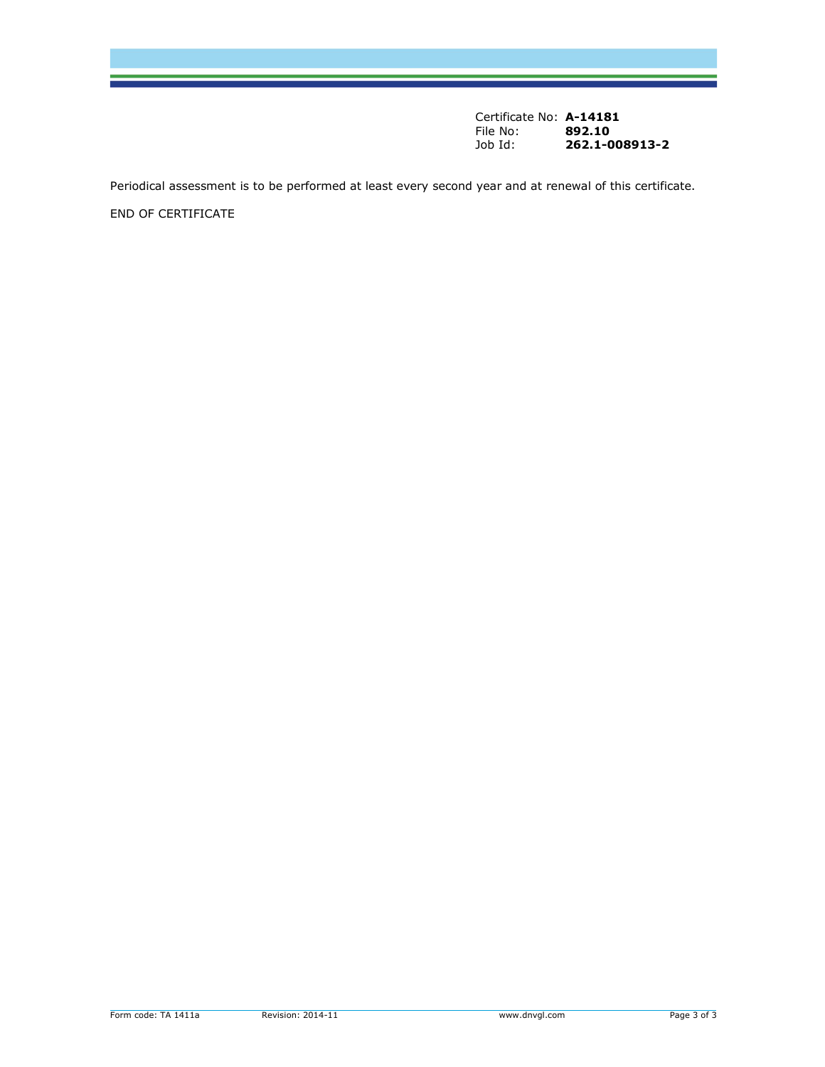Certificate No: **A-14181**
File No: **892.10**
Job Id: **262.1-008913-2**

Periodical assessment is to be performed at least every second year and at renewal of this certificate.

END OF CERTIFICATE